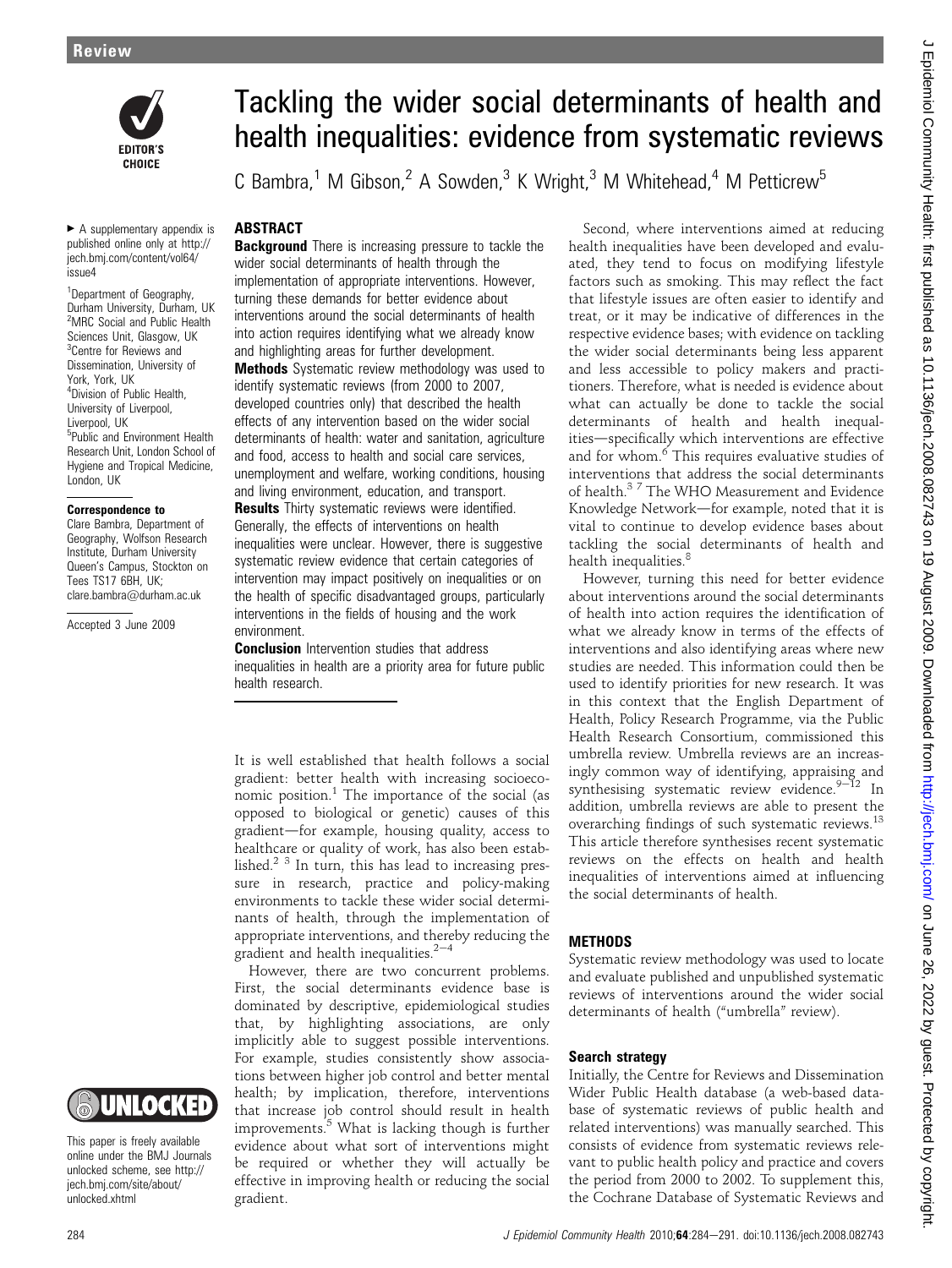# Tackling the wider social determinants of health and health inequalities: evidence from systematic reviews

C Bambra,[1] M Gibson,[2] A Sowden,[3] K Wright,[3] M Whitehead,[4] M Petticrew[5]

► A supplementary appendix is published online only at http://jech.bmj.com/content/vol64/issue4

[1]Department of Geography, Durham University, Durham, UK
[2]MRC Social and Public Health Sciences Unit, Glasgow, UK
[3]Centre for Reviews and Dissemination, University of York, York, UK
[4]Division of Public Health, University of Liverpool, Liverpool, UK
[5]Public and Environment Health Research Unit, London School of Hygiene and Tropical Medicine, London, UK

**Correspondence to**
Clare Bambra, Department of Geography, Wolfson Research Institute, Durham University Queen's Campus, Stockton on Tees TS17 6BH, UK; clare.bambra@durham.ac.uk

Accepted 3 June 2009

This paper is freely available online under the BMJ Journals unlocked scheme, see http://jech.bmj.com/site/about/unlocked.xhtml

## ABSTRACT

**Background** There is increasing pressure to tackle the wider social determinants of health through the implementation of appropriate interventions. However, turning these demands for better evidence about interventions around the social determinants of health into action requires identifying what we already know and highlighting areas for further development.

**Methods** Systematic review methodology was used to identify systematic reviews (from 2000 to 2007, developed countries only) that described the health effects of any intervention based on the wider social determinants of health: water and sanitation, agriculture and food, access to health and social care services, unemployment and welfare, working conditions, housing and living environment, education, and transport.

**Results** Thirty systematic reviews were identified. Generally, the effects of interventions on health inequalities were unclear. However, there is suggestive systematic review evidence that certain categories of intervention may impact positively on inequalities or on the health of specific disadvantaged groups, particularly interventions in the fields of housing and the work environment.

**Conclusion** Intervention studies that address inequalities in health are a priority area for future public health research.

It is well established that health follows a social gradient: better health with increasing socioeconomic position.[1] The importance of the social (as opposed to biological or genetic) causes of this gradient—for example, housing quality, access to healthcare or quality of work, has also been established.[2 3] In turn, this has lead to increasing pressure in research, practice and policy-making environments to tackle these wider social determinants of health, through the implementation of appropriate interventions, and thereby reducing the gradient and health inequalities.[2–4]

However, there are two concurrent problems. First, the social determinants evidence base is dominated by descriptive, epidemiological studies that, by highlighting associations, are only implicitly able to suggest possible interventions. For example, studies consistently show associations between higher job control and better mental health; by implication, therefore, interventions that increase job control should result in health improvements.[5] What is lacking though is further evidence about what sort of interventions might be required or whether they will actually be effective in improving health or reducing the social gradient.

Second, where interventions aimed at reducing health inequalities have been developed and evaluated, they tend to focus on modifying lifestyle factors such as smoking. This may reflect the fact that lifestyle issues are often easier to identify and treat, or it may be indicative of differences in the respective evidence bases; with evidence on tackling the wider social determinants being less apparent and less accessible to policy makers and practitioners. Therefore, what is needed is evidence about what can actually be done to tackle the social determinants of health and health inequalities—specifically which interventions are effective and for whom.[6] This requires evaluative studies of interventions that address the social determinants of health.[3 7] The WHO Measurement and Evidence Knowledge Network—for example, noted that it is vital to continue to develop evidence bases about tackling the social determinants of health and health inequalities.[8]

However, turning this need for better evidence about interventions around the social determinants of health into action requires the identification of what we already know in terms of the effects of interventions and also identifying areas where new studies are needed. This information could then be used to identify priorities for new research. It was in this context that the English Department of Health, Policy Research Programme, via the Public Health Research Consortium, commissioned this umbrella review. Umbrella reviews are an increasingly common way of identifying, appraising and synthesising systematic review evidence.[9–12] In addition, umbrella reviews are able to present the overarching findings of such systematic reviews.[13] This article therefore synthesises recent systematic reviews on the effects on health and health inequalities of interventions aimed at influencing the social determinants of health.

## METHODS

Systematic review methodology was used to locate and evaluate published and unpublished systematic reviews of interventions around the wider social determinants of health ("umbrella" review).

### Search strategy

Initially, the Centre for Reviews and Dissemination Wider Public Health database (a web-based database of systematic reviews of public health and related interventions) was manually searched. This consists of evidence from systematic reviews relevant to public health policy and practice and covers the period from 2000 to 2002. To supplement this, the Cochrane Database of Systematic Reviews and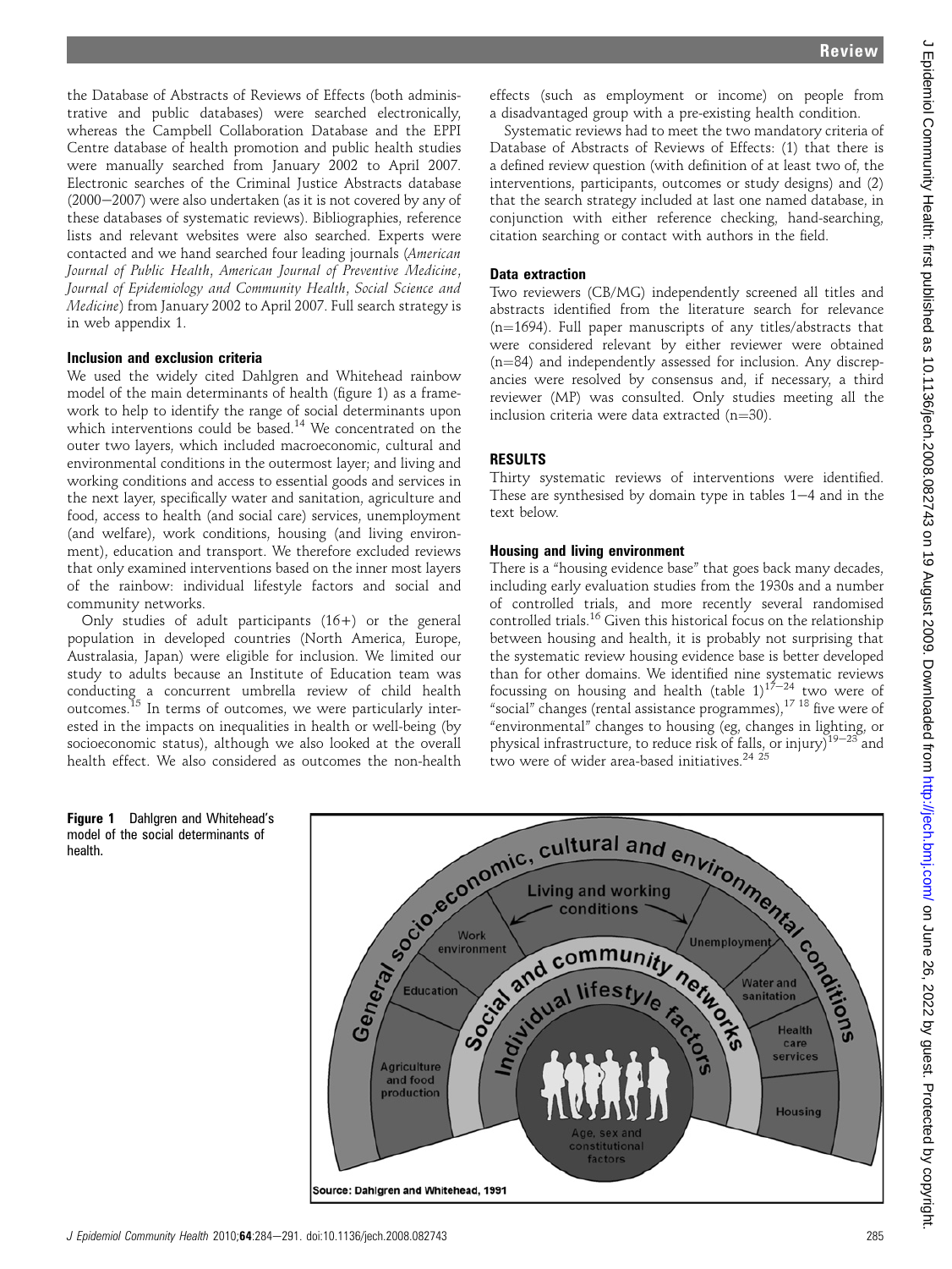the Database of Abstracts of Reviews of Effects (both administrative and public databases) were searched electronically, whereas the Campbell Collaboration Database and the EPPI Centre database of health promotion and public health studies were manually searched from January 2002 to April 2007. Electronic searches of the Criminal Justice Abstracts database (2000–2007) were also undertaken (as it is not covered by any of these databases of systematic reviews). Bibliographies, reference lists and relevant websites were also searched. Experts were contacted and we hand searched four leading journals (*American Journal of Public Health*, *American Journal of Preventive Medicine*, *Journal of Epidemiology and Community Health*, *Social Science and Medicine*) from January 2002 to April 2007. Full search strategy is in web appendix 1.

### Inclusion and exclusion criteria

We used the widely cited Dahlgren and Whitehead rainbow model of the main determinants of health (figure 1) as a framework to help to identify the range of social determinants upon which interventions could be based.[14] We concentrated on the outer two layers, which included macroeconomic, cultural and environmental conditions in the outermost layer; and living and working conditions and access to essential goods and services in the next layer, specifically water and sanitation, agriculture and food, access to health (and social care) services, unemployment (and welfare), work conditions, housing (and living environment), education and transport. We therefore excluded reviews that only examined interventions based on the inner most layers of the rainbow: individual lifestyle factors and social and community networks.

Only studies of adult participants (16+) or the general population in developed countries (North America, Europe, Australasia, Japan) were eligible for inclusion. We limited our study to adults because an Institute of Education team was conducting a concurrent umbrella review of child health outcomes.[15] In terms of outcomes, we were particularly interested in the impacts on inequalities in health or well-being (by socioeconomic status), although we also looked at the overall health effect. We also considered as outcomes the non-health effects (such as employment or income) on people from a disadvantaged group with a pre-existing health condition.

Systematic reviews had to meet the two mandatory criteria of Database of Abstracts of Reviews of Effects: (1) that there is a defined review question (with definition of at least two of, the interventions, participants, outcomes or study designs) and (2) that the search strategy included at last one named database, in conjunction with either reference checking, hand-searching, citation searching or contact with authors in the field.

### Data extraction

Two reviewers (CB/MG) independently screened all titles and abstracts identified from the literature search for relevance (n=1694). Full paper manuscripts of any titles/abstracts that were considered relevant by either reviewer were obtained (n=84) and independently assessed for inclusion. Any discrepancies were resolved by consensus and, if necessary, a third reviewer (MP) was consulted. Only studies meeting all the inclusion criteria were data extracted (n=30).

## RESULTS

Thirty systematic reviews of interventions were identified. These are synthesised by domain type in tables 1–4 and in the text below.

### Housing and living environment

There is a "housing evidence base" that goes back many decades, including early evaluation studies from the 1930s and a number of controlled trials, and more recently several randomised controlled trials.[16] Given this historical focus on the relationship between housing and health, it is probably not surprising that the systematic review housing evidence base is better developed than for other domains. We identified nine systematic reviews focussing on housing and health (table 1)[17–24] two were of "social" changes (rental assistance programmes),[17 18] five were of "environmental" changes to housing (eg, changes in lighting, or physical infrastructure, to reduce risk of falls, or injury)[19–23] and two were of wider area-based initiatives.[24 25]

Figure 1 Dahlgren and Whitehead's model of the social determinants of health.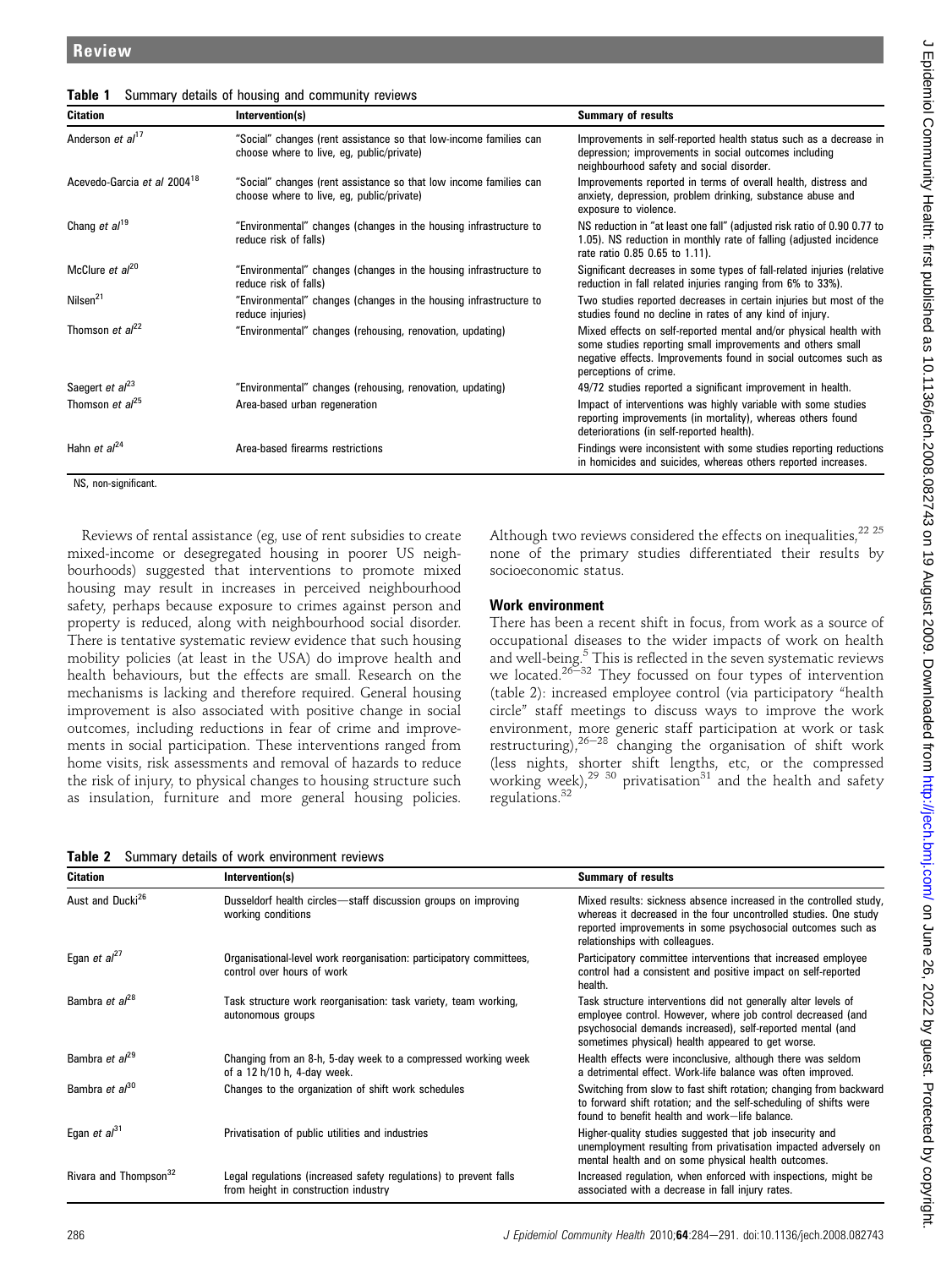**Table 1** Summary details of housing and community reviews

| Citation | Intervention(s) | Summary of results |
|---|---|---|
| Anderson *et al*[17] | "Social" changes (rent assistance so that low-income families can choose where to live, eg, public/private) | Improvements in self-reported health status such as a decrease in depression; improvements in social outcomes including neighbourhood safety and social disorder. |
| Acevedo-Garcia *et al* 2004[18] | "Social" changes (rent assistance so that low income families can choose where to live, eg, public/private) | Improvements reported in terms of overall health, distress and anxiety, depression, problem drinking, substance abuse and exposure to violence. |
| Chang *et al*[19] | "Environmental" changes (changes in the housing infrastructure to reduce risk of falls) | NS reduction in "at least one fall" (adjusted risk ratio of 0.90 0.77 to 1.05). NS reduction in monthly rate of falling (adjusted incidence rate ratio 0.85 0.65 to 1.11). |
| McClure *et al*[20] | "Environmental" changes (changes in the housing infrastructure to reduce risk of falls) | Significant decreases in some types of fall-related injuries (relative reduction in fall related injuries ranging from 6% to 33%). |
| Nilsen[21] | "Environmental" changes (changes in the housing infrastructure to reduce injuries) | Two studies reported decreases in certain injuries but most of the studies found no decline in rates of any kind of injury. |
| Thomson *et al*[22] | "Environmental" changes (rehousing, renovation, updating) | Mixed effects on self-reported mental and/or physical health with some studies reporting small improvements and others small negative effects. Improvements found in social outcomes such as perceptions of crime. |
| Saegert *et al*[23] | "Environmental" changes (rehousing, renovation, updating) | 49/72 studies reported a significant improvement in health. |
| Thomson *et al*[25] | Area-based urban regeneration | Impact of interventions was highly variable with some studies reporting improvements (in mortality), whereas others found deteriorations (in self-reported health). |
| Hahn *et al*[24] | Area-based firearms restrictions | Findings were inconsistent with some studies reporting reductions in homicides and suicides, whereas others reported increases. |

NS, non-significant.

Reviews of rental assistance (eg, use of rent subsidies to create mixed-income or desegregated housing in poorer US neighbourhoods) suggested that interventions to promote mixed housing may result in increases in perceived neighbourhood safety, perhaps because exposure to crimes against person and property is reduced, along with neighbourhood social disorder. There is tentative systematic review evidence that such housing mobility policies (at least in the USA) do improve health and health behaviours, but the effects are small. Research on the mechanisms is lacking and therefore required. General housing improvement is also associated with positive change in social outcomes, including reductions in fear of crime and improvements in social participation. These interventions ranged from home visits, risk assessments and removal of hazards to reduce the risk of injury, to physical changes to housing structure such as insulation, furniture and more general housing policies. Although two reviews considered the effects on inequalities,[22 25] none of the primary studies differentiated their results by socioeconomic status.

### Work environment

There has been a recent shift in focus, from work as a source of occupational diseases to the wider impacts of work on health and well-being.[5] This is reflected in the seven systematic reviews we located.[26–32] They focussed on four types of intervention (table 2): increased employee control (via participatory "health circle" staff meetings to discuss ways to improve the work environment, more generic staff participation at work or task restructuring),[26–28] changing the organisation of shift work (less nights, shorter shift lengths, etc, or the compressed working week),[29 30] privatisation[31] and the health and safety regulations.[32]

**Table 2** Summary details of work environment reviews

| Citation | Intervention(s) | Summary of results |
|---|---|---|
| Aust and Ducki[26] | Dusseldorf health circles—staff discussion groups on improving working conditions | Mixed results: sickness absence increased in the controlled study, whereas it decreased in the four uncontrolled studies. One study reported improvements in some psychosocial outcomes such as relationships with colleagues. |
| Egan *et al*[27] | Organisational-level work reorganisation: participatory committees, control over hours of work | Participatory committee interventions that increased employee control had a consistent and positive impact on self-reported health. |
| Bambra *et al*[28] | Task structure work reorganisation: task variety, team working, autonomous groups | Task structure interventions did not generally alter levels of employee control. However, where job control decreased (and psychosocial demands increased), self-reported mental (and sometimes physical) health appeared to get worse. |
| Bambra *et al*[29] | Changing from an 8-h, 5-day week to a compressed working week of a 12 h/10 h, 4-day week. | Health effects were inconclusive, although there was seldom a detrimental effect. Work-life balance was often improved. |
| Bambra *et al*[30] | Changes to the organization of shift work schedules | Switching from slow to fast shift rotation; changing from backward to forward shift rotation; and the self-scheduling of shifts were found to benefit health and work–life balance. |
| Egan *et al*[31] | Privatisation of public utilities and industries | Higher-quality studies suggested that job insecurity and unemployment resulting from privatisation impacted adversely on mental health and on some physical health outcomes. |
| Rivara and Thompson[32] | Legal regulations (increased safety regulations) to prevent falls from height in construction industry | Increased regulation, when enforced with inspections, might be associated with a decrease in fall injury rates. |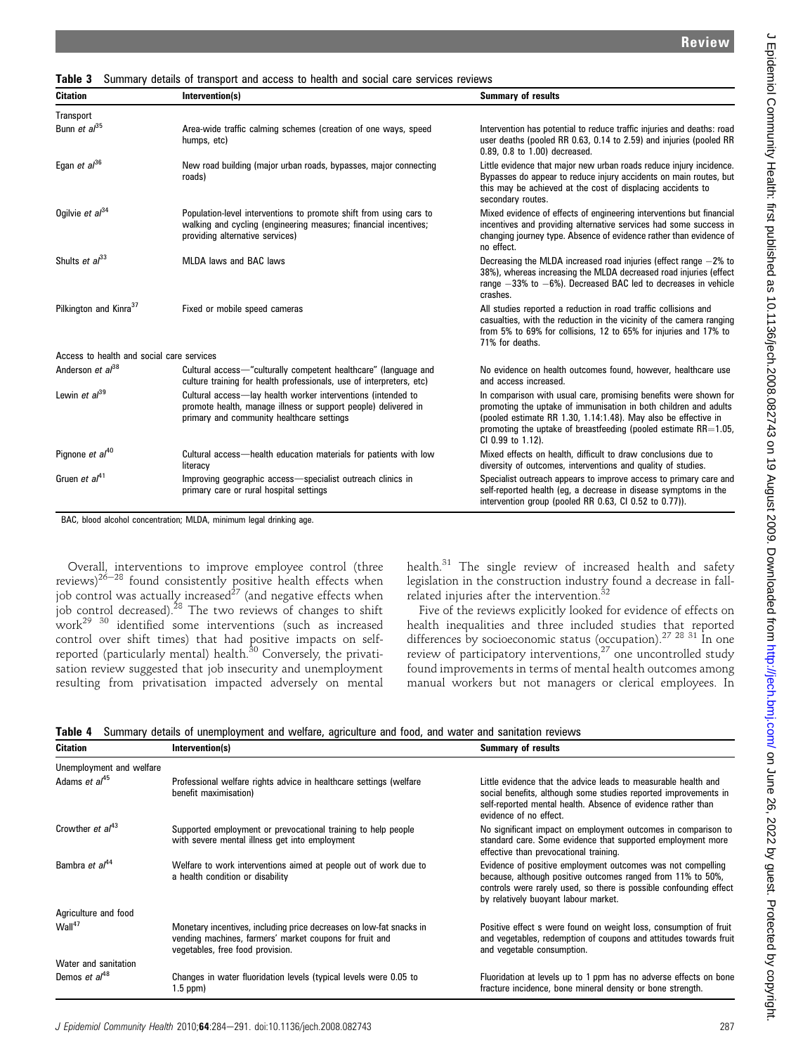**Table 3** Summary details of transport and access to health and social care services reviews

| Citation | Intervention(s) | Summary of results |
|---|---|---|
| Transport | | |
| Bunn *et al*[35] | Area-wide traffic calming schemes (creation of one ways, speed humps, etc) | Intervention has potential to reduce traffic injuries and deaths: road user deaths (pooled RR 0.63, 0.14 to 2.59) and injuries (pooled RR 0.89, 0.8 to 1.00) decreased. |
| Egan *et al*[36] | New road building (major urban roads, bypasses, major connecting roads) | Little evidence that major new urban roads reduce injury incidence. Bypasses do appear to reduce injury accidents on main routes, but this may be achieved at the cost of displacing accidents to secondary routes. |
| Ogilvie *et al*[34] | Population-level interventions to promote shift from using cars to walking and cycling (engineering measures; financial incentives; providing alternative services) | Mixed evidence of effects of engineering interventions but financial incentives and providing alternative services had some success in changing journey type. Absence of evidence rather than evidence of no effect. |
| Shults *et al*[33] | MLDA laws and BAC laws | Decreasing the MLDA increased road injuries (effect range −2% to 38%), whereas increasing the MLDA decreased road injuries (effect range −33% to −6%). Decreased BAC led to decreases in vehicle crashes. |
| Pilkington and Kinra[37] | Fixed or mobile speed cameras | All studies reported a reduction in road traffic collisions and casualties, with the reduction in the vicinity of the camera ranging from 5% to 69% for collisions, 12 to 65% for injuries and 17% to 71% for deaths. |
| Access to health and social care services | | |
| Anderson *et al*[38] | Cultural access—"culturally competent healthcare" (language and culture training for health professionals, use of interpreters, etc) | No evidence on health outcomes found, however, healthcare use and access increased. |
| Lewin *et al*[39] | Cultural access—lay health worker interventions (intended to promote health, manage illness or support people) delivered in primary and community healthcare settings | In comparison with usual care, promising benefits were shown for promoting the uptake of immunisation in both children and adults (pooled estimate RR 1.30, 1.14:1.48). May also be effective in promoting the uptake of breastfeeding (pooled estimate RR=1.05, CI 0.99 to 1.12). |
| Pignone *et al*[40] | Cultural access—health education materials for patients with low literacy | Mixed effects on health, difficult to draw conclusions due to diversity of outcomes, interventions and quality of studies. |
| Gruen *et al*[41] | Improving geographic access—specialist outreach clinics in primary care or rural hospital settings | Specialist outreach appears to improve access to primary care and self-reported health (eg, a decrease in disease symptoms in the intervention group (pooled RR 0.63, CI 0.52 to 0.77)). |

BAC, blood alcohol concentration; MLDA, minimum legal drinking age.

Overall, interventions to improve employee control (three reviews)[26–28] found consistently positive health effects when job control was actually increased[27] (and negative effects when job control decreased).[28] The two reviews of changes to shift work[29 30] identified some interventions (such as increased control over shift times) that had positive impacts on self-reported (particularly mental) health.[30] Conversely, the privatisation review suggested that job insecurity and unemployment resulting from privatisation impacted adversely on mental health.[31] The single review of increased health and safety legislation in the construction industry found a decrease in fall-related injuries after the intervention.[32]

Five of the reviews explicitly looked for evidence of effects on health inequalities and three included studies that reported differences by socioeconomic status (occupation).[27 28 31] In one review of participatory interventions,[27] one uncontrolled study found improvements in terms of mental health outcomes among manual workers but not managers or clerical employees. In

**Table 4** Summary details of unemployment and welfare, agriculture and food, and water and sanitation reviews

| Citation | Intervention(s) | Summary of results |
|---|---|---|
| Unemployment and welfare | | |
| Adams *et al*[45] | Professional welfare rights advice in healthcare settings (welfare benefit maximisation) | Little evidence that the advice leads to measurable health and social benefits, although some studies reported improvements in self-reported mental health. Absence of evidence rather than evidence of no effect. |
| Crowther *et al*[43] | Supported employment or prevocational training to help people with severe mental illness get into employment | No significant impact on employment outcomes in comparison to standard care. Some evidence that supported employment more effective than prevocational training. |
| Bambra *et al*[44] | Welfare to work interventions aimed at people out of work due to a health condition or disability | Evidence of positive employment outcomes was not compelling because, although positive outcomes ranged from 11% to 50%, controls were rarely used, so there is possible confounding effect by relatively buoyant labour market. |
| Agriculture and food | | |
| Wall[47] | Monetary incentives, including price decreases on low-fat snacks in vending machines, farmers' market coupons for fruit and vegetables, free food provision. | Positive effect s were found on weight loss, consumption of fruit and vegetables, redemption of coupons and attitudes towards fruit and vegetable consumption. |
| Water and sanitation | | |
| Demos *et al*[48] | Changes in water fluoridation levels (typical levels were 0.05 to 1.5 ppm) | Fluoridation at levels up to 1 ppm has no adverse effects on bone fracture incidence, bone mineral density or bone strength. |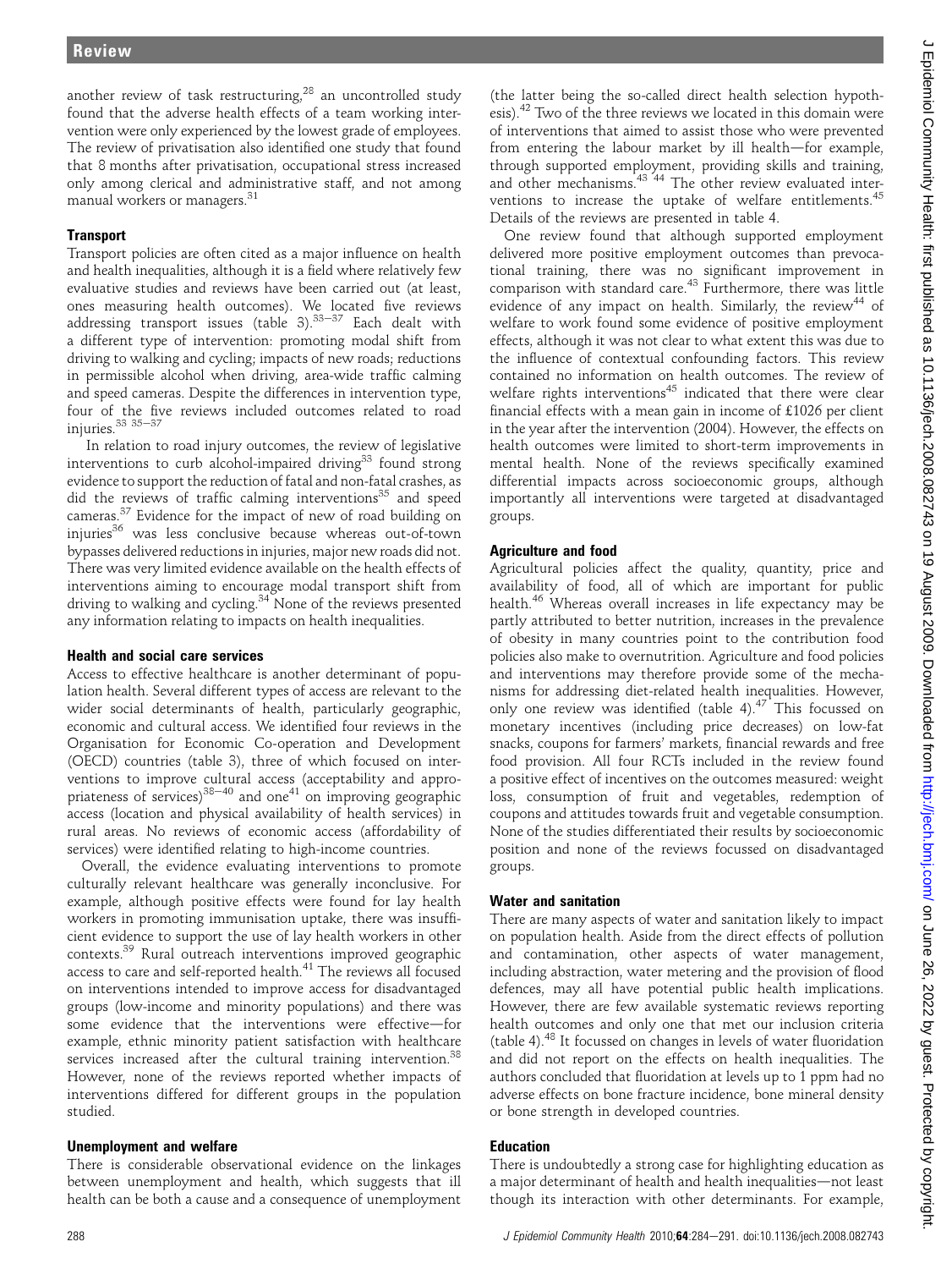another review of task restructuring,[28] an uncontrolled study found that the adverse health effects of a team working intervention were only experienced by the lowest grade of employees. The review of privatisation also identified one study that found that 8 months after privatisation, occupational stress increased only among clerical and administrative staff, and not among manual workers or managers.[31]

### Transport

Transport policies are often cited as a major influence on health and health inequalities, although it is a field where relatively few evaluative studies and reviews have been carried out (at least, ones measuring health outcomes). We located five reviews addressing transport issues (table 3).[33–37] Each dealt with a different type of intervention: promoting modal shift from driving to walking and cycling; impacts of new roads; reductions in permissible alcohol when driving, area-wide traffic calming and speed cameras. Despite the differences in intervention type, four of the five reviews included outcomes related to road injuries.[33 35–37]

In relation to road injury outcomes, the review of legislative interventions to curb alcohol-impaired driving[33] found strong evidence to support the reduction of fatal and non-fatal crashes, as did the reviews of traffic calming interventions[35] and speed cameras.[37] Evidence for the impact of new of road building on injuries[36] was less conclusive because whereas out-of-town bypasses delivered reductions in injuries, major new roads did not. There was very limited evidence available on the health effects of interventions aiming to encourage modal transport shift from driving to walking and cycling.[34] None of the reviews presented any information relating to impacts on health inequalities.

### Health and social care services

Access to effective healthcare is another determinant of population health. Several different types of access are relevant to the wider social determinants of health, particularly geographic, economic and cultural access. We identified four reviews in the Organisation for Economic Co-operation and Development (OECD) countries (table 3), three of which focused on interventions to improve cultural access (acceptability and appropriateness of services)[38–40] and one[41] on improving geographic access (location and physical availability of health services) in rural areas. No reviews of economic access (affordability of services) were identified relating to high-income countries.

Overall, the evidence evaluating interventions to promote culturally relevant healthcare was generally inconclusive. For example, although positive effects were found for lay health workers in promoting immunisation uptake, there was insufficient evidence to support the use of lay health workers in other contexts.[39] Rural outreach interventions improved geographic access to care and self-reported health.[41] The reviews all focused on interventions intended to improve access for disadvantaged groups (low-income and minority populations) and there was some evidence that the interventions were effective—for example, ethnic minority patient satisfaction with healthcare services increased after the cultural training intervention.[38] However, none of the reviews reported whether impacts of interventions differed for different groups in the population studied.

### Unemployment and welfare

There is considerable observational evidence on the linkages between unemployment and health, which suggests that ill health can be both a cause and a consequence of unemployment (the latter being the so-called direct health selection hypothesis).[42] Two of the three reviews we located in this domain were of interventions that aimed to assist those who were prevented from entering the labour market by ill health—for example, through supported employment, providing skills and training, and other mechanisms.[43 44] The other review evaluated interventions to increase the uptake of welfare entitlements.[45] Details of the reviews are presented in table 4.

One review found that although supported employment delivered more positive employment outcomes than prevocational training, there was no significant improvement in comparison with standard care.[43] Furthermore, there was little evidence of any impact on health. Similarly, the review[44] of welfare to work found some evidence of positive employment effects, although it was not clear to what extent this was due to the influence of contextual confounding factors. This review contained no information on health outcomes. The review of welfare rights interventions[45] indicated that there were clear financial effects with a mean gain in income of £1026 per client in the year after the intervention (2004). However, the effects on health outcomes were limited to short-term improvements in mental health. None of the reviews specifically examined differential impacts across socioeconomic groups, although importantly all interventions were targeted at disadvantaged groups.

### Agriculture and food

Agricultural policies affect the quality, quantity, price and availability of food, all of which are important for public health.[46] Whereas overall increases in life expectancy may be partly attributed to better nutrition, increases in the prevalence of obesity in many countries point to the contribution food policies also make to overnutrition. Agriculture and food policies and interventions may therefore provide some of the mechanisms for addressing diet-related health inequalities. However, only one review was identified (table 4).[47] This focussed on monetary incentives (including price decreases) on low-fat snacks, coupons for farmers' markets, financial rewards and free food provision. All four RCTs included in the review found a positive effect of incentives on the outcomes measured: weight loss, consumption of fruit and vegetables, redemption of coupons and attitudes towards fruit and vegetable consumption. None of the studies differentiated their results by socioeconomic position and none of the reviews focussed on disadvantaged groups.

### Water and sanitation

There are many aspects of water and sanitation likely to impact on population health. Aside from the direct effects of pollution and contamination, other aspects of water management, including abstraction, water metering and the provision of flood defences, may all have potential public health implications. However, there are few available systematic reviews reporting health outcomes and only one that met our inclusion criteria (table 4).[48] It focussed on changes in levels of water fluoridation and did not report on the effects on health inequalities. The authors concluded that fluoridation at levels up to 1 ppm had no adverse effects on bone fracture incidence, bone mineral density or bone strength in developed countries.

### Education

There is undoubtedly a strong case for highlighting education as a major determinant of health and health inequalities—not least though its interaction with other determinants. For example,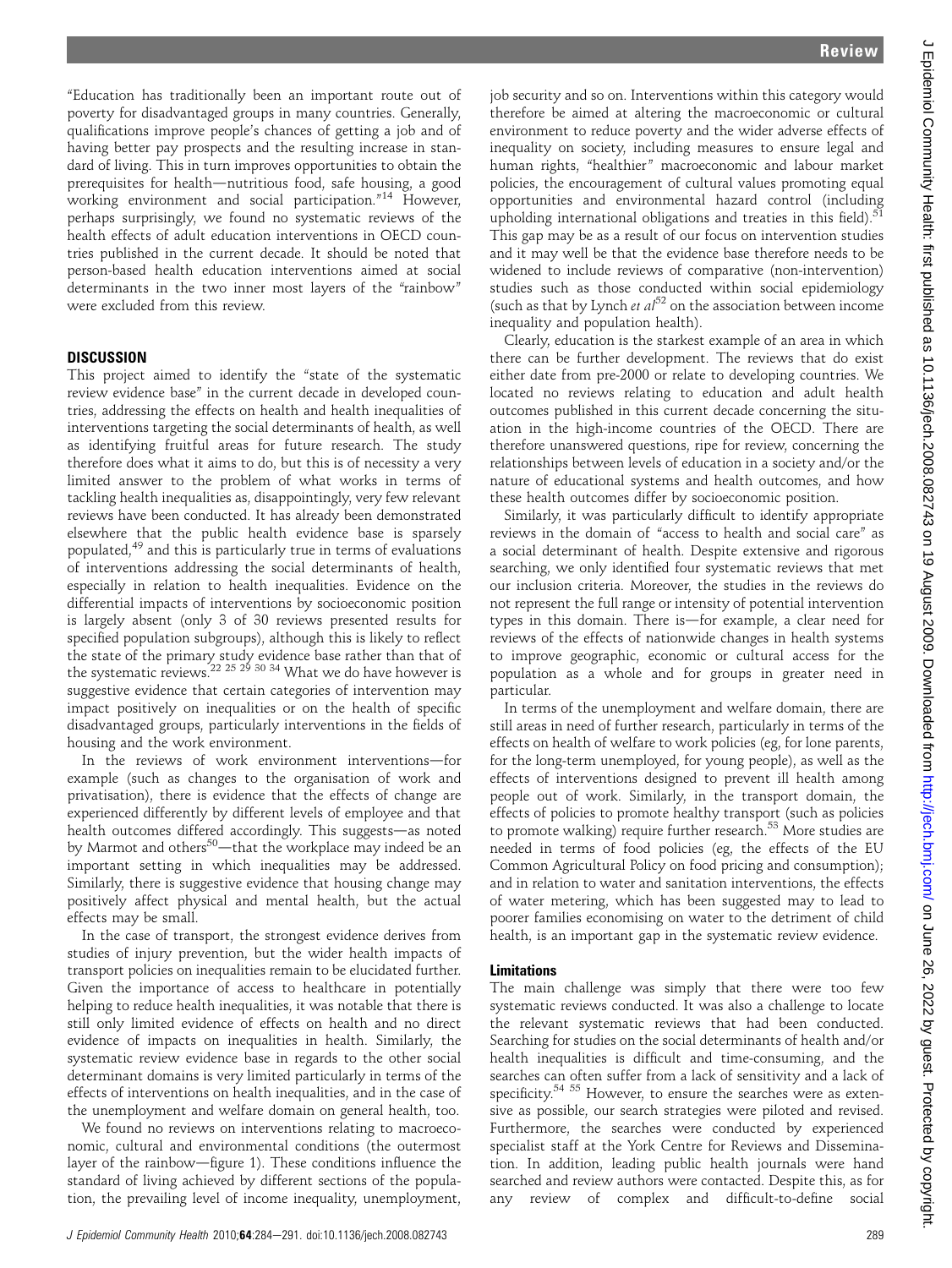"Education has traditionally been an important route out of poverty for disadvantaged groups in many countries. Generally, qualifications improve people's chances of getting a job and of having better pay prospects and the resulting increase in standard of living. This in turn improves opportunities to obtain the prerequisites for health—nutritious food, safe housing, a good working environment and social participation."[14] However, perhaps surprisingly, we found no systematic reviews of the health effects of adult education interventions in OECD countries published in the current decade. It should be noted that person-based health education interventions aimed at social determinants in the two inner most layers of the "rainbow" were excluded from this review.

## DISCUSSION

This project aimed to identify the "state of the systematic review evidence base" in the current decade in developed countries, addressing the effects on health and health inequalities of interventions targeting the social determinants of health, as well as identifying fruitful areas for future research. The study therefore does what it aims to do, but this is of necessity a very limited answer to the problem of what works in terms of tackling health inequalities as, disappointingly, very few relevant reviews have been conducted. It has already been demonstrated elsewhere that the public health evidence base is sparsely populated,[49] and this is particularly true in terms of evaluations of interventions addressing the social determinants of health, especially in relation to health inequalities. Evidence on the differential impacts of interventions by socioeconomic position is largely absent (only 3 of 30 reviews presented results for specified population subgroups), although this is likely to reflect the state of the primary study evidence base rather than that of the systematic reviews.[22 25 29 30 34] What we do have however is suggestive evidence that certain categories of intervention may impact positively on inequalities or on the health of specific disadvantaged groups, particularly interventions in the fields of housing and the work environment.

In the reviews of work environment interventions—for example (such as changes to the organisation of work and privatisation), there is evidence that the effects of change are experienced differently by different levels of employee and that health outcomes differed accordingly. This suggests—as noted by Marmot and others[50]—that the workplace may indeed be an important setting in which inequalities may be addressed. Similarly, there is suggestive evidence that housing change may positively affect physical and mental health, but the actual effects may be small.

In the case of transport, the strongest evidence derives from studies of injury prevention, but the wider health impacts of transport policies on inequalities remain to be elucidated further. Given the importance of access to healthcare in potentially helping to reduce health inequalities, it was notable that there is still only limited evidence of effects on health and no direct evidence of impacts on inequalities in health. Similarly, the systematic review evidence base in regards to the other social determinant domains is very limited particularly in terms of the effects of interventions on health inequalities, and in the case of the unemployment and welfare domain on general health, too.

We found no reviews on interventions relating to macroeconomic, cultural and environmental conditions (the outermost layer of the rainbow—figure 1). These conditions influence the standard of living achieved by different sections of the population, the prevailing level of income inequality, unemployment, job security and so on. Interventions within this category would therefore be aimed at altering the macroeconomic or cultural environment to reduce poverty and the wider adverse effects of inequality on society, including measures to ensure legal and human rights, "healthier" macroeconomic and labour market policies, the encouragement of cultural values promoting equal opportunities and environmental hazard control (including upholding international obligations and treaties in this field).[51] This gap may be as a result of our focus on intervention studies and it may well be that the evidence base therefore needs to be widened to include reviews of comparative (non-intervention) studies such as those conducted within social epidemiology (such as that by Lynch *et al*[52] on the association between income inequality and population health).

Clearly, education is the starkest example of an area in which there can be further development. The reviews that do exist either date from pre-2000 or relate to developing countries. We located no reviews relating to education and adult health outcomes published in this current decade concerning the situation in the high-income countries of the OECD. There are therefore unanswered questions, ripe for review, concerning the relationships between levels of education in a society and/or the nature of educational systems and health outcomes, and how these health outcomes differ by socioeconomic position.

Similarly, it was particularly difficult to identify appropriate reviews in the domain of "access to health and social care" as a social determinant of health. Despite extensive and rigorous searching, we only identified four systematic reviews that met our inclusion criteria. Moreover, the studies in the reviews do not represent the full range or intensity of potential intervention types in this domain. There is—for example, a clear need for reviews of the effects of nationwide changes in health systems to improve geographic, economic or cultural access for the population as a whole and for groups in greater need in particular.

In terms of the unemployment and welfare domain, there are still areas in need of further research, particularly in terms of the effects on health of welfare to work policies (eg, for lone parents, for the long-term unemployed, for young people), as well as the effects of interventions designed to prevent ill health among people out of work. Similarly, in the transport domain, the effects of policies to promote healthy transport (such as policies to promote walking) require further research.[53] More studies are needed in terms of food policies (eg, the effects of the EU Common Agricultural Policy on food pricing and consumption); and in relation to water and sanitation interventions, the effects of water metering, which has been suggested may to lead to poorer families economising on water to the detriment of child health, is an important gap in the systematic review evidence.

### Limitations

The main challenge was simply that there were too few systematic reviews conducted. It was also a challenge to locate the relevant systematic reviews that had been conducted. Searching for studies on the social determinants of health and/or health inequalities is difficult and time-consuming, and the searches can often suffer from a lack of sensitivity and a lack of specificity.[54 55] However, to ensure the searches were as extensive as possible, our search strategies were piloted and revised. Furthermore, the searches were conducted by experienced specialist staff at the York Centre for Reviews and Dissemination. In addition, leading public health journals were hand searched and review authors were contacted. Despite this, as for any review of complex and difficult-to-define social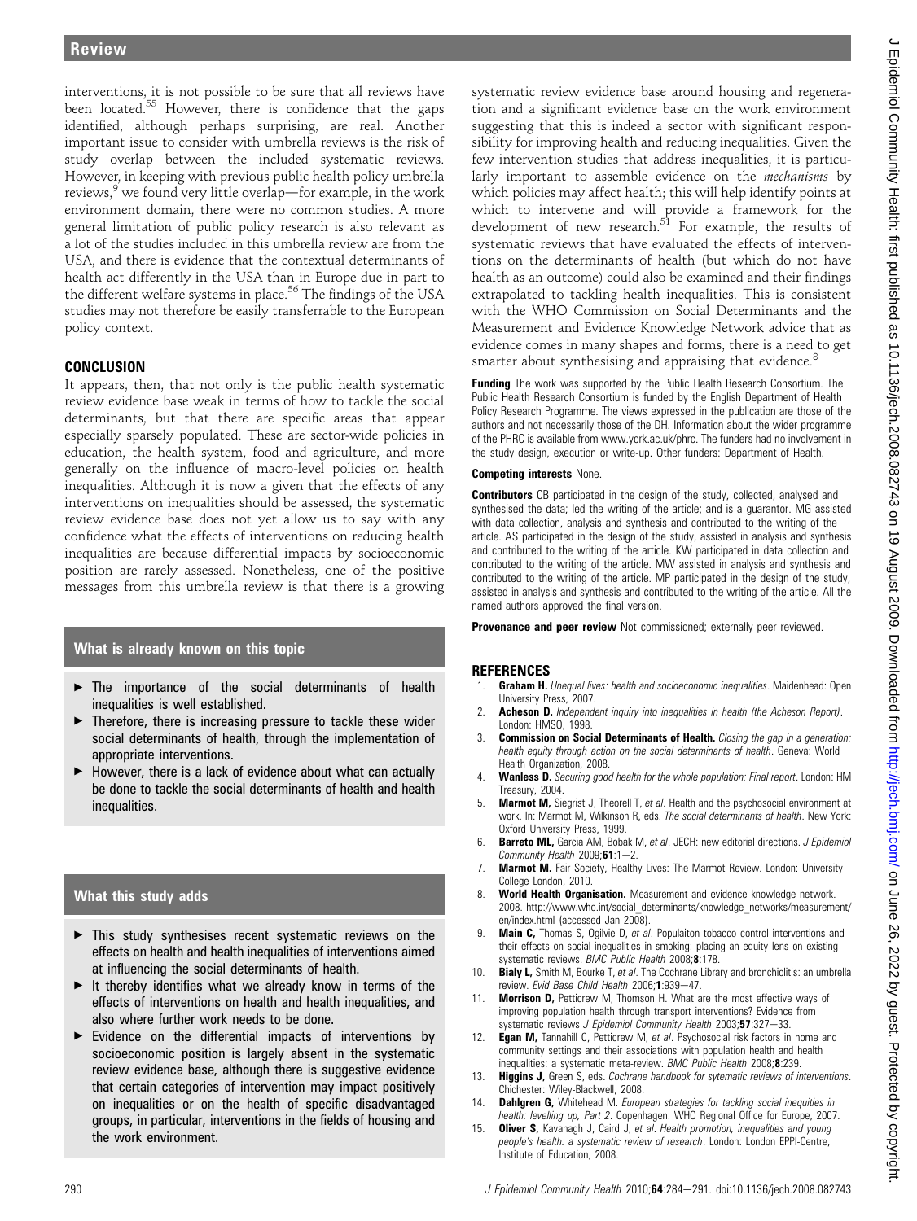interventions, it is not possible to be sure that all reviews have been located.[55] However, there is confidence that the gaps identified, although perhaps surprising, are real. Another important issue to consider with umbrella reviews is the risk of study overlap between the included systematic reviews. However, in keeping with previous public health policy umbrella reviews,[9] we found very little overlap—for example, in the work environment domain, there were no common studies. A more general limitation of public policy research is also relevant as a lot of the studies included in this umbrella review are from the USA, and there is evidence that the contextual determinants of health act differently in the USA than in Europe due in part to the different welfare systems in place.[56] The findings of the USA studies may not therefore be easily transferrable to the European policy context.

## CONCLUSION

It appears, then, that not only is the public health systematic review evidence base weak in terms of how to tackle the social determinants, but that there are specific areas that appear especially sparsely populated. These are sector-wide policies in education, the health system, food and agriculture, and more generally on the influence of macro-level policies on health inequalities. Although it is now a given that the effects of any interventions on inequalities should be assessed, the systematic review evidence base does not yet allow us to say with any confidence what the effects of interventions on reducing health inequalities are because differential impacts by socioeconomic position are rarely assessed. Nonetheless, one of the positive messages from this umbrella review is that there is a growing systematic review evidence base around housing and regeneration and a significant evidence base on the work environment suggesting that this is indeed a sector with significant responsibility for improving health and reducing inequalities. Given the few intervention studies that address inequalities, it is particularly important to assemble evidence on the *mechanisms* by which policies may affect health; this will help identify points at which to intervene and will provide a framework for the development of new research.[51] For example, the results of systematic reviews that have evaluated the effects of interventions on the determinants of health (but which do not have health as an outcome) could also be examined and their findings extrapolated to tackling health inequalities. This is consistent with the WHO Commission on Social Determinants and the Measurement and Evidence Knowledge Network advice that as evidence comes in many shapes and forms, there is a need to get smarter about synthesising and appraising that evidence.[8]

### What is already known on this topic

- The importance of the social determinants of health inequalities is well established.
- Therefore, there is increasing pressure to tackle these wider social determinants of health, through the implementation of appropriate interventions.
- However, there is a lack of evidence about what can actually be done to tackle the social determinants of health and health inequalities.

### What this study adds

- This study synthesises recent systematic reviews on the effects on health and health inequalities of interventions aimed at influencing the social determinants of health.
- It thereby identifies what we already know in terms of the effects of interventions on health and health inequalities, and also where further work needs to be done.
- Evidence on the differential impacts of interventions by socioeconomic position is largely absent in the systematic review evidence base, although there is suggestive evidence that certain categories of intervention may impact positively on inequalities or on the health of specific disadvantaged groups, in particular, interventions in the fields of housing and the work environment.

**Funding** The work was supported by the Public Health Research Consortium. The Public Health Research Consortium is funded by the English Department of Health Policy Research Programme. The views expressed in the publication are those of the authors and not necessarily those of the DH. Information about the wider programme of the PHRC is available from www.york.ac.uk/phrc. The funders had no involvement in the study design, execution or write-up. Other funders: Department of Health.

**Competing interests** None.

**Contributors** CB participated in the design of the study, collected, analysed and synthesised the data; led the writing of the article; and is a guarantor. MG assisted with data collection, analysis and synthesis and contributed to the writing of the article. AS participated in the design of the study, assisted in analysis and synthesis and contributed to the writing of the article. KW participated in data collection and contributed to the writing of the article. MW assisted in analysis and synthesis and contributed to the writing of the article. MP participated in the design of the study, assisted in analysis and synthesis and contributed to the writing of the article. All the named authors approved the final version.

**Provenance and peer review** Not commissioned; externally peer reviewed.

## REFERENCES

1. **Graham H.** *Unequal lives: health and socioeconomic inequalities*. Maidenhead: Open University Press, 2007.
2. **Acheson D.** *Independent inquiry into inequalities in health (the Acheson Report)*. London: HMSO, 1998.
3. **Commission on Social Determinants of Health.** *Closing the gap in a generation: health equity through action on the social determinants of health*. Geneva: World Health Organization, 2008.
4. **Wanless D.** *Securing good health for the whole population: Final report*. London: HM Treasury, 2004.
5. **Marmot M,** Siegrist J, Theorell T, *et al*. Health and the psychosocial environment at work. In: Marmot M, Wilkinson R, eds. *The social determinants of health*. New York: Oxford University Press, 1999.
6. **Barreto ML,** Garcia AM, Bobak M, *et al*. JECH: new editorial directions. *J Epidemiol Community Health* 2009;**61**:1–2.
7. **Marmot M.** Fair Society, Healthy Lives: The Marmot Review. London: University College London, 2010.
8. **World Health Organisation.** Measurement and evidence knowledge network. 2008. http://www.who.int/social_determinants/knowledge_networks/measurement/en/index.html (accessed Jan 2008).
9. **Main C,** Thomas S, Ogilvie D, *et al*. Populaiton tobacco control interventions and their effects on social inequalities in smoking: placing an equity lens on existing systematic reviews. *BMC Public Health* 2008;**8**:178.
10. **Bialy L,** Smith M, Bourke T, *et al*. The Cochrane Library and bronchiolitis: an umbrella review. *Evid Base Child Health* 2006;**1**:939–47.
11. **Morrison D,** Petticrew M, Thomson H. What are the most effective ways of improving population health through transport interventions? Evidence from systematic reviews *J Epidemiol Community Health* 2003;**57**:327–33.
12. **Egan M,** Tannahill C, Petticrew M, *et al*. Psychosocial risk factors in home and community settings and their associations with population health and health inequalities: a systematic meta-review. *BMC Public Health* 2008;**8**:239.
13. **Higgins J,** Green S, eds. *Cochrane handbook for sytematic reviews of interventions*. Chichester: Wiley-Blackwell, 2008.
14. **Dahlgren G,** Whitehead M. *European strategies for tackling social inequities in health: levelling up, Part 2*. Copenhagen: WHO Regional Office for Europe, 2007.
15. **Oliver S,** Kavanagh J, Caird J, *et al*. *Health promotion, inequalities and young people's health: a systematic review of research*. London: London EPPI-Centre, Institute of Education, 2008.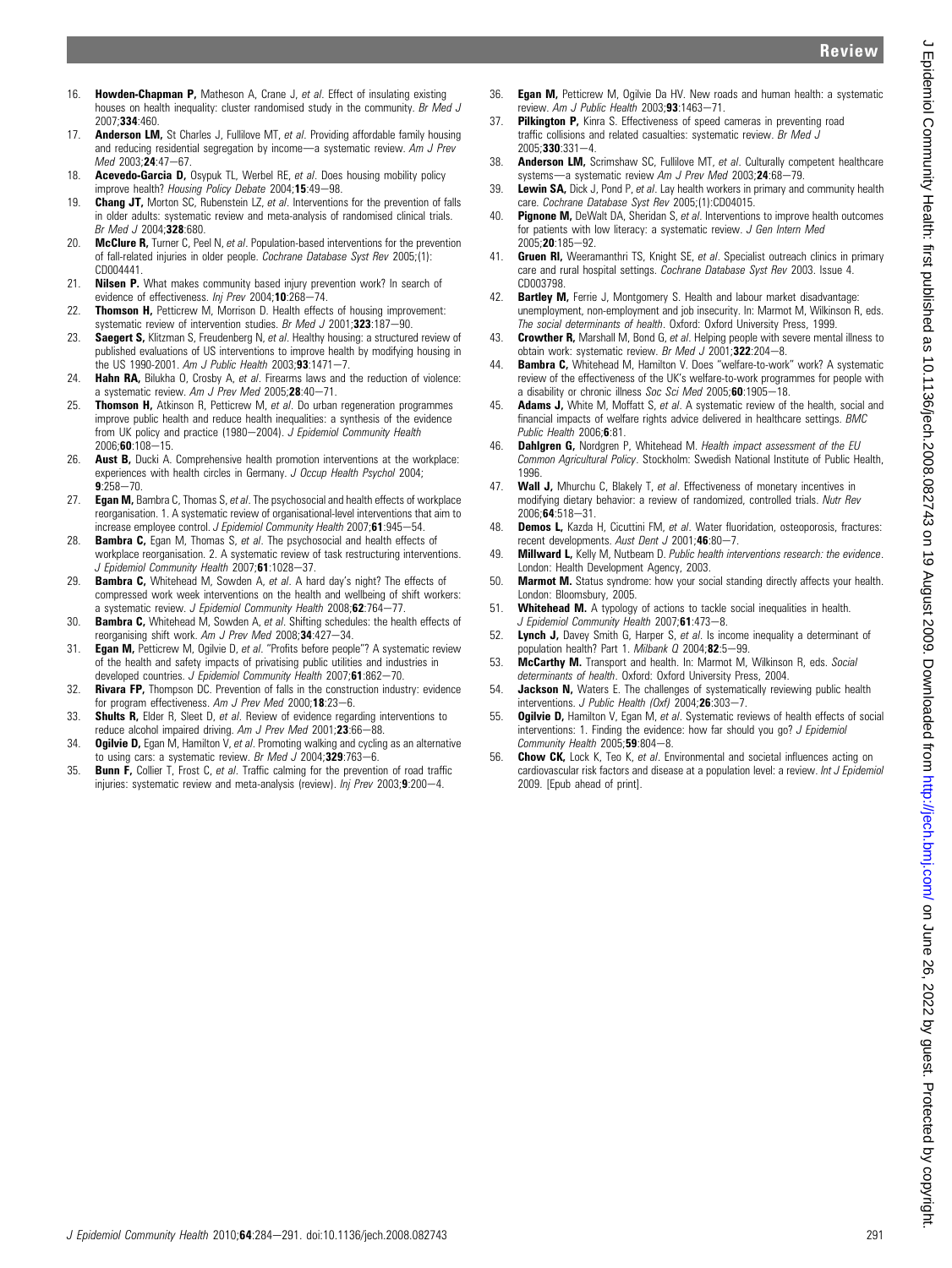16. **Howden-Chapman P,** Matheson A, Crane J, *et al*. Effect of insulating existing houses on health inequality: cluster randomised study in the community. *Br Med J* 2007;**334**:460.
17. **Anderson LM,** St Charles J, Fullilove MT, *et al*. Providing affordable family housing and reducing residential segregation by income—a systematic review. *Am J Prev Med* 2003;**24**:47—67.
18. **Acevedo-Garcia D,** Osypuk TL, Werbel RE, *et al*. Does housing mobility policy improve health? *Housing Policy Debate* 2004;**15**:49—98.
19. **Chang JT,** Morton SC, Rubenstein LZ, *et al*. Interventions for the prevention of falls in older adults: systematic review and meta-analysis of randomised clinical trials. *Br Med J* 2004;**328**:680.
20. **McClure R,** Turner C, Peel N, *et al*. Population-based interventions for the prevention of fall-related injuries in older people. *Cochrane Database Syst Rev* 2005;(1):CD004441.
21. **Nilsen P.** What makes community based injury prevention work? In search of evidence of effectiveness. *Inj Prev* 2004;**10**:268—74.
22. **Thomson H,** Petticrew M, Morrison D. Health effects of housing improvement: systematic review of intervention studies. *Br Med J* 2001;**323**:187—90.
23. **Saegert S,** Klitzman S, Freudenberg N, *et al*. Healthy housing: a structured review of published evaluations of US interventions to improve health by modifying housing in the US 1990-2001. *Am J Public Health* 2003;**93**:1471—7.
24. **Hahn RA,** Bilukha O, Crosby A, *et al*. Firearms laws and the reduction of violence: a systematic review. *Am J Prev Med* 2005;**28**:40—71.
25. **Thomson H,** Atkinson R, Petticrew M, *et al*. Do urban regeneration programmes improve public health and reduce health inequalities: a synthesis of the evidence from UK policy and practice (1980—2004). *J Epidemiol Community Health* 2006;**60**:108—15.
26. **Aust B,** Ducki A. Comprehensive health promotion interventions at the workplace: experiences with health circles in Germany. *J Occup Health Psychol* 2004;**9**:258—70.
27. **Egan M,** Bambra C, Thomas S, *et al*. The psychosocial and health effects of workplace reorganisation. 1. A systematic review of organisational-level interventions that aim to increase employee control. *J Epidemiol Community Health* 2007;**61**:945—54.
28. **Bambra C,** Egan M, Thomas S, *et al*. The psychosocial and health effects of workplace reorganisation. 2. A systematic review of task restructuring interventions. *J Epidemiol Community Health* 2007;**61**:1028—37.
29. **Bambra C,** Whitehead M, Sowden A, *et al*. A hard day's night? The effects of compressed work week interventions on the health and wellbeing of shift workers: a systematic review. *J Epidemiol Community Health* 2008;**62**:764—77.
30. **Bambra C,** Whitehead M, Sowden A, *et al*. Shifting schedules: the health effects of reorganising shift work. *Am J Prev Med* 2008;**34**:427—34.
31. **Egan M,** Petticrew M, Ogilvie D, *et al*. "Profits before people"? A systematic review of the health and safety impacts of privatising public utilities and industries in developed countries. *J Epidemiol Community Health* 2007;**61**:862—70.
32. **Rivara FP,** Thompson DC. Prevention of falls in the construction industry: evidence for program effectiveness. *Am J Prev Med* 2000;**18**:23—6.
33. **Shults R,** Elder R, Sleet D, *et al*. Review of evidence regarding interventions to reduce alcohol impaired driving. *Am J Prev Med* 2001;**23**:66—88.
34. **Ogilvie D,** Egan M, Hamilton V, *et al*. Promoting walking and cycling as an alternative to using cars: a systematic review. *Br Med J* 2004;**329**:763—6.
35. **Bunn F,** Collier T, Frost C, *et al*. Traffic calming for the prevention of road traffic injuries: systematic review and meta-analysis (review). *Inj Prev* 2003;**9**:200—4.
36. **Egan M,** Petticrew M, Ogilvie Da HV. New roads and human health: a systematic review. *Am J Public Health* 2003;**93**:1463—71.
37. **Pilkington P,** Kinra S. Effectiveness of speed cameras in preventing road traffic collisions and related casualties: systematic review. *Br Med J* 2005;**330**:331—4.
38. **Anderson LM,** Scrimshaw SC, Fullilove MT, *et al*. Culturally competent healthcare systems—a systematic review *Am J Prev Med* 2003;**24**:68—79.
39. **Lewin SA,** Dick J, Pond P, *et al*. Lay health workers in primary and community health care. *Cochrane Database Syst Rev* 2005;(1):CD04015.
40. **Pignone M,** DeWalt DA, Sheridan S, *et al*. Interventions to improve health outcomes for patients with low literacy: a systematic review. *J Gen Intern Med* 2005;**20**:185—92.
41. **Gruen RI,** Weeramanthri TS, Knight SE, *et al*. Specialist outreach clinics in primary care and rural hospital settings. *Cochrane Database Syst Rev* 2003. Issue 4. CD003798.
42. **Bartley M,** Ferrie J, Montgomery S. Health and labour market disadvantage: unemployment, non-employment and job insecurity. In: Marmot M, Wilkinson R, eds. *The social determinants of health*. Oxford: Oxford University Press, 1999.
43. **Crowther R,** Marshall M, Bond G, *et al*. Helping people with severe mental illness to obtain work: systematic review. *Br Med J* 2001;**322**:204—8.
44. **Bambra C,** Whitehead M, Hamilton V. Does "welfare-to-work" work? A systematic review of the effectiveness of the UK's welfare-to-work programmes for people with a disability or chronic illness *Soc Sci Med* 2005;**60**:1905—18.
45. **Adams J,** White M, Moffatt S, *et al*. A systematic review of the health, social and financial impacts of welfare rights advice delivered in healthcare settings. *BMC Public Health* 2006;**6**:81.
46. **Dahlgren G,** Nordgren P, Whitehead M. *Health impact assessment of the EU Common Agricultural Policy*. Stockholm: Swedish National Institute of Public Health, 1996.
47. **Wall J,** Mhurchu C, Blakely T, *et al*. Effectiveness of monetary incentives in modifying dietary behavior: a review of randomized, controlled trials. *Nutr Rev* 2006;**64**:518—31.
48. **Demos L,** Kazda H, Cicuttini FM, *et al*. Water fluoridation, osteoporosis, fractures: recent developments. *Aust Dent J* 2001;**46**:80—7.
49. **Millward L,** Kelly M, Nutbeam D. *Public health interventions research: the evidence*. London: Health Development Agency, 2003.
50. **Marmot M.** Status syndrome: how your social standing directly affects your health. London: Bloomsbury, 2005.
51. **Whitehead M.** A typology of actions to tackle social inequalities in health. *J Epidemiol Community Health* 2007;**61**:473—8.
52. **Lynch J,** Davey Smith G, Harper S, *et al*. Is income inequality a determinant of population health? Part 1. *Milbank Q* 2004;**82**:5—99.
53. **McCarthy M.** Transport and health. In: Marmot M, Wilkinson R, eds. *Social determinants of health*. Oxford: Oxford University Press, 2004.
54. **Jackson N,** Waters E. The challenges of systematically reviewing public health interventions. *J Public Health (Oxf)* 2004;**26**:303—7.
55. **Ogilvie D,** Hamilton V, Egan M, *et al*. Systematic reviews of health effects of social interventions: 1. Finding the evidence: how far should you go? *J Epidemiol Community Health* 2005;**59**:804—8.
56. **Chow CK,** Lock K, Teo K, *et al*. Environmental and societal influences acting on cardiovascular risk factors and disease at a population level: a review. *Int J Epidemiol* 2009. [Epub ahead of print].